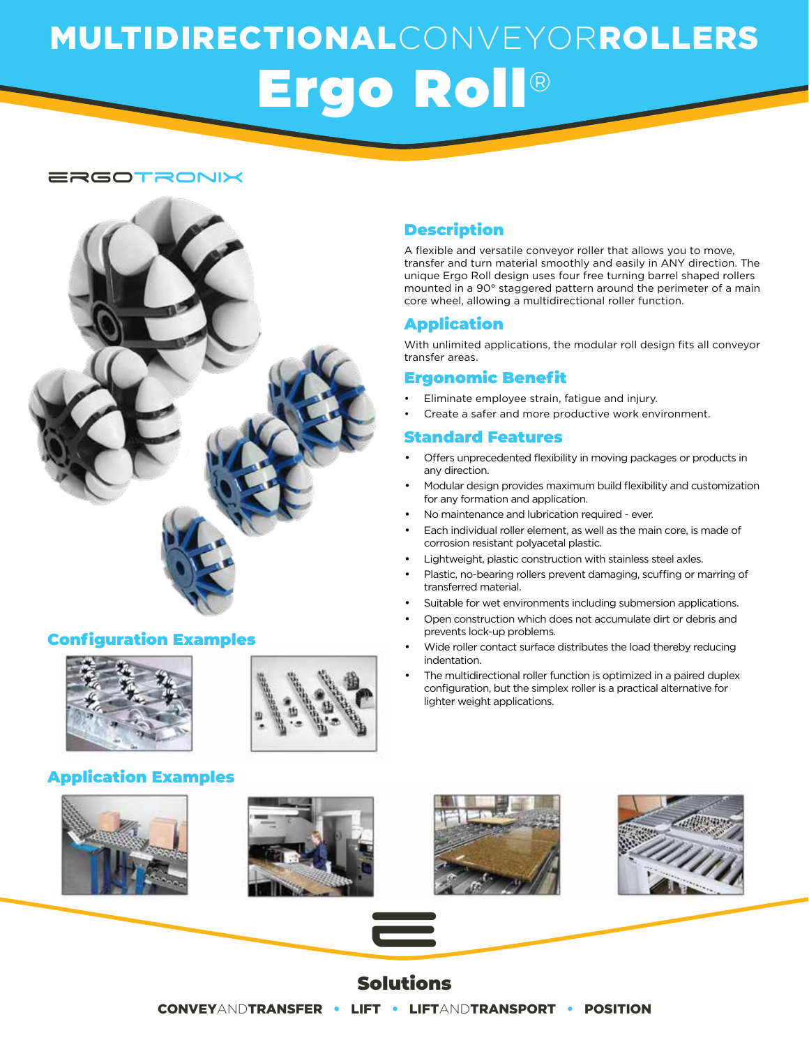# MULTIDIRECTIONAL CONVEYOR ROLLERS

# Ergo Roll®

ERGOTRONIX

## Description

A flexible and versatile conveyor roller that allows you to move, transfer and turn material smoothly and easily in ANY direction. The unique Ergo Roll design uses four free turning barrel shaped rollers mounted in a 90° staggered pattern around the perimeter of a main core wheel, allowing a multidirectional roller function.

## Application

With unlimited applications, the modular roll design fits all conveyor transfer areas.

## Ergonomic Benefit

- Eliminate employee strain, fatigue and injury.
- Create a safer and more productive work environment.

## Standard Features

- Offers unprecedented flexibility in moving packages or products in any direction.
- Modular design provides maximum build flexibility and customization for any formation and application.
- No maintenance and lubrication required - ever.
- Each individual roller element, as well as the main core, is made of corrosion resistant polyacetal plastic.
- Lightweight, plastic construction with stainless steel axles.
- Plastic, no-bearing rollers prevent damaging, scuffing or marring of transferred material.
- Suitable for wet environments including submersion applications.
- Open construction which does not accumulate dirt or debris and prevents lock-up problems.
- Wide roller contact surface distributes the load thereby reducing indentation.
- The multidirectional roller function is optimized in a paired duplex configuration, but the simplex roller is a practical alternative for lighter weight applications.

## Configuration Examples

## Application Examples

## Solutions

CONVEY AND TRANSFER • LIFT • LIFT AND TRANSPORT • POSITION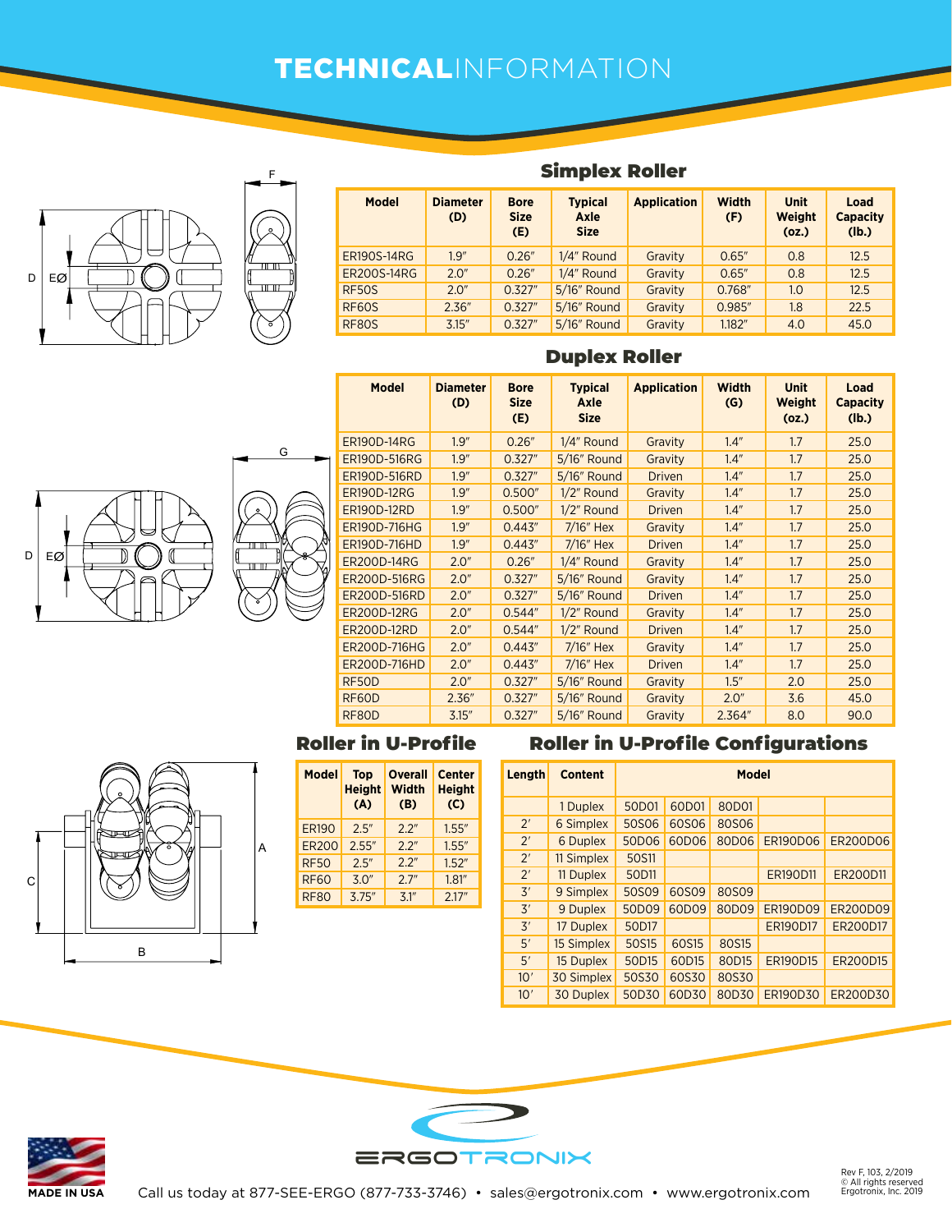# TECHNICALINFORMATION

## Simplex Roller

| Model | Diameter (D) | Bore Size (E) | Typical Axle Size | Application | Width (F) | Unit Weight (oz.) | Load Capacity (lb.) |
|---|---|---|---|---|---|---|---|
| ER190S-14RG | 1.9″ | 0.26″ | 1/4″ Round | Gravity | 0.65″ | 0.8 | 12.5 |
| ER200S-14RG | 2.0″ | 0.26″ | 1/4″ Round | Gravity | 0.65″ | 0.8 | 12.5 |
| RF50S | 2.0″ | 0.327″ | 5/16″ Round | Gravity | 0.768″ | 1.0 | 12.5 |
| RF60S | 2.36″ | 0.327″ | 5/16″ Round | Gravity | 0.985″ | 1.8 | 22.5 |
| RF80S | 3.15″ | 0.327″ | 5/16″ Round | Gravity | 1.182″ | 4.0 | 45.0 |

## Duplex Roller

| Model | Diameter (D) | Bore Size (E) | Typical Axle Size | Application | Width (G) | Unit Weight (oz.) | Load Capacity (lb.) |
|---|---|---|---|---|---|---|---|
| ER190D-14RG | 1.9″ | 0.26″ | 1/4″ Round | Gravity | 1.4″ | 1.7 | 25.0 |
| ER190D-516RG | 1.9″ | 0.327″ | 5/16″ Round | Gravity | 1.4″ | 1.7 | 25.0 |
| ER190D-516RD | 1.9″ | 0.327″ | 5/16″ Round | Driven | 1.4″ | 1.7 | 25.0 |
| ER190D-12RG | 1.9″ | 0.500″ | 1/2″ Round | Gravity | 1.4″ | 1.7 | 25.0 |
| ER190D-12RD | 1.9″ | 0.500″ | 1/2″ Round | Driven | 1.4″ | 1.7 | 25.0 |
| ER190D-716HG | 1.9″ | 0.443″ | 7/16″ Hex | Gravity | 1.4″ | 1.7 | 25.0 |
| ER190D-716HD | 1.9″ | 0.443″ | 7/16″ Hex | Driven | 1.4″ | 1.7 | 25.0 |
| ER200D-14RG | 2.0″ | 0.26″ | 1/4″ Round | Gravity | 1.4″ | 1.7 | 25.0 |
| ER200D-516RG | 2.0″ | 0.327″ | 5/16″ Round | Gravity | 1.4″ | 1.7 | 25.0 |
| ER200D-516RD | 2.0″ | 0.327″ | 5/16″ Round | Driven | 1.4″ | 1.7 | 25.0 |
| ER200D-12RG | 2.0″ | 0.544″ | 1/2″ Round | Gravity | 1.4″ | 1.7 | 25.0 |
| ER200D-12RD | 2.0″ | 0.544″ | 1/2″ Round | Driven | 1.4″ | 1.7 | 25.0 |
| ER200D-716HG | 2.0″ | 0.443″ | 7/16″ Hex | Gravity | 1.4″ | 1.7 | 25.0 |
| ER200D-716HD | 2.0″ | 0.443″ | 7/16″ Hex | Driven | 1.4″ | 1.7 | 25.0 |
| RF50D | 2.0″ | 0.327″ | 5/16″ Round | Gravity | 1.5″ | 2.0 | 25.0 |
| RF60D | 2.36″ | 0.327″ | 5/16″ Round | Gravity | 2.0″ | 3.6 | 45.0 |
| RF80D | 3.15″ | 0.327″ | 5/16″ Round | Gravity | 2.364″ | 8.0 | 90.0 |

## Roller in U-Profile

| Model | Top Height (A) | Overall Width (B) | Center Height (C) |
|---|---|---|---|
| ER190 | 2.5″ | 2.2″ | 1.55″ |
| ER200 | 2.55″ | 2.2″ | 1.55″ |
| RF50 | 2.5″ | 2.2″ | 1.52″ |
| RF60 | 3.0″ | 2.7″ | 1.81″ |
| RF80 | 3.75″ | 3.1″ | 2.17″ |

## Roller in U-Profile Configurations

| Length | Content | Model | | | | |
|---|---|---|---|---|---|---|
| | 1 Duplex | 50D01 | 60D01 | 80D01 | | |
| 2′ | 6 Simplex | 50S06 | 60S06 | 80S06 | | |
| 2′ | 6 Duplex | 50D06 | 60D06 | 80D06 | ER190D06 | ER200D06 |
| 2′ | 11 Simplex | 50S11 | | | | |
| 2′ | 11 Duplex | 50D11 | | | ER190D11 | ER200D11 |
| 3′ | 9 Simplex | 50S09 | 60S09 | 80S09 | | |
| 3′ | 9 Duplex | 50D09 | 60D09 | 80D09 | ER190D09 | ER200D09 |
| 3′ | 17 Duplex | 50D17 | | | ER190D17 | ER200D17 |
| 5′ | 15 Simplex | 50S15 | 60S15 | 80S15 | | |
| 5′ | 15 Duplex | 50D15 | 60D15 | 80D15 | ER190D15 | ER200D15 |
| 10′ | 30 Simplex | 50S30 | 60S30 | 80S30 | | |
| 10′ | 30 Duplex | 50D30 | 60D30 | 80D30 | ER190D30 | ER200D30 |

ERGOTRONIX

MADE IN USA

Call us today at 877-SEE-ERGO (877-733-3746) • sales@ergotronix.com • www.ergotronix.com

Rev F, 103, 2/2019
© All rights reserved
Ergotronix, Inc. 2019